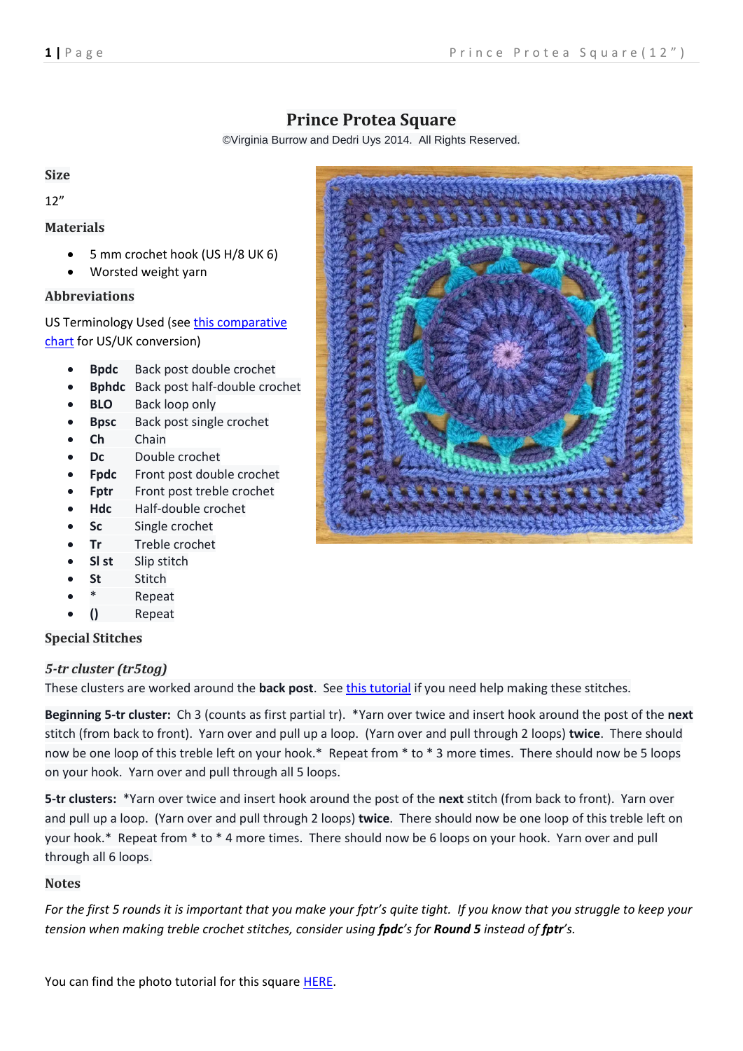# Prince Protea Square

©Virginia Burrow and Dedri Uys 2014. All Rights Reserved.

## Size

12"

## Materials

- 5 mm crochet hook (US H/8 UK 6)
- Worsted weight yarn

## Abbreviations

US Terminology Used (see this comparative chart for US/UK conversion)

- **Bpdc** Back post double crochet
- **Bphdc** Back post half-double crochet
- **BLO** Back loop only
- **Bpsc** Back post single crochet
- **Ch** Chain
- **Dc** Double crochet
- **Fpdc** Front post double crochet
- **Fptr** Front post treble crochet
- **Hdc** Half-double crochet
- **Sc** Single crochet
- **Tr** Treble crochet
- **Sl st** Slip stitch
- **St** Stitch
- **\*** Repeat
- **()** Repeat

## Special Stitches

### *5-tr cluster (tr5tog)*

These clusters are worked around the **back post**. See this tutorial if you need help making these stitches.

**Beginning 5-tr cluster:** Ch 3 (counts as first partial tr). *Yarn over twice and insert hook around the post of the **next** stitch (from back to front). Yarn over and pull up a loop. (Yarn over and pull through 2 loops) **twice**. There should now be one loop of this treble left on your hook.* Repeat from * to * 3 more times. There should now be 5 loops on your hook. Yarn over and pull through all 5 loops.

**5-tr clusters:** *Yarn over twice and insert hook around the post of the **next** stitch (from back to front). Yarn over and pull up a loop. (Yarn over and pull through 2 loops) **twice**. There should now be one loop of this treble left on your hook.* Repeat from * to * 4 more times. There should now be 6 loops on your hook. Yarn over and pull through all 6 loops.

## Notes

*For the first 5 rounds it is important that you make your fptr's quite tight. If you know that you struggle to keep your tension when making treble crochet stitches, consider using **fpdc**'s for **Round 5** instead of **fptr**'s.*

You can find the photo tutorial for this square HERE.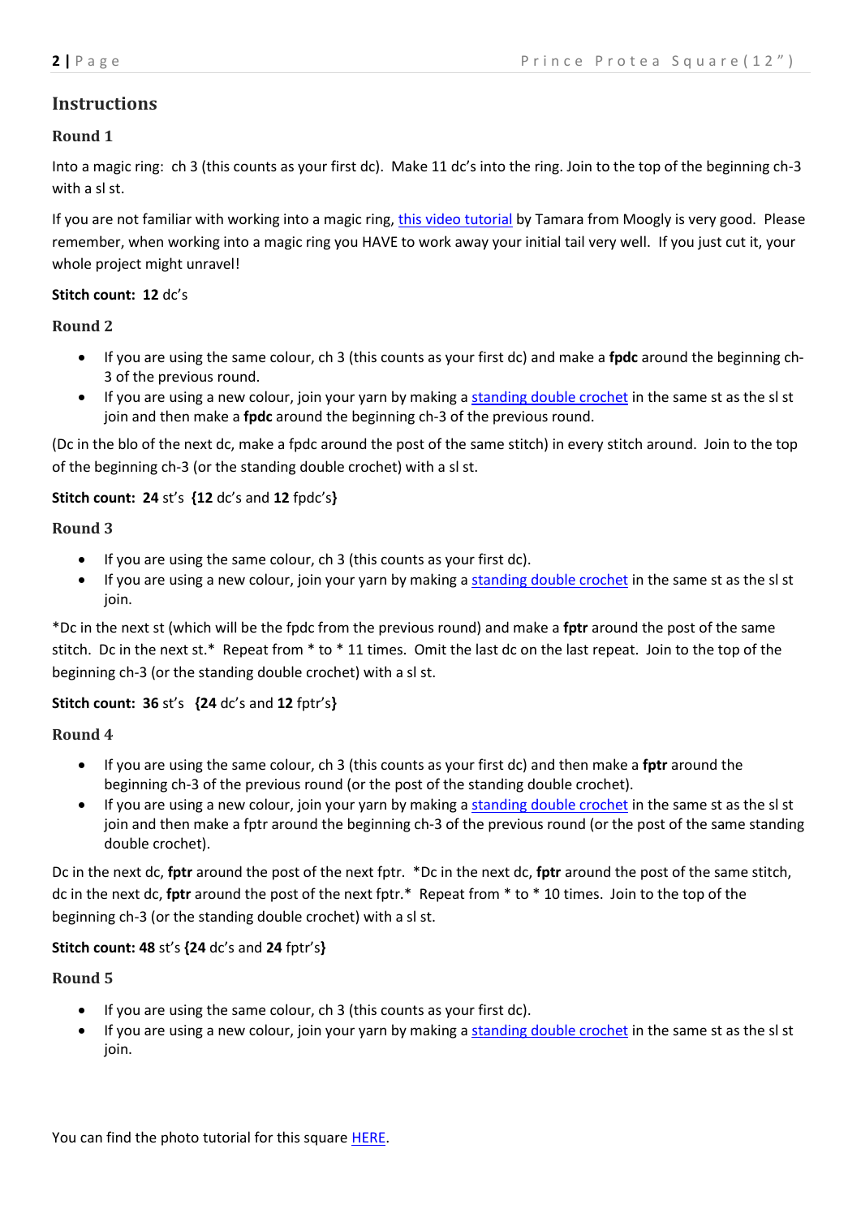## Instructions

### Round 1

Into a magic ring: ch 3 (this counts as your first dc). Make 11 dc's into the ring. Join to the top of the beginning ch-3 with a sl st.

If you are not familiar with working into a magic ring, this video tutorial by Tamara from Moogly is very good. Please remember, when working into a magic ring you HAVE to work away your initial tail very well. If you just cut it, your whole project might unravel!

**Stitch count: 12** dc's

### Round 2

- If you are using the same colour, ch 3 (this counts as your first dc) and make a **fpdc** around the beginning ch-3 of the previous round.
- If you are using a new colour, join your yarn by making a standing double crochet in the same st as the sl st join and then make a **fpdc** around the beginning ch-3 of the previous round.

(Dc in the blo of the next dc, make a fpdc around the post of the same stitch) in every stitch around. Join to the top of the beginning ch-3 (or the standing double crochet) with a sl st.

**Stitch count: 24** st's **{12** dc's and **12** fpdc's**}**

### Round 3

- If you are using the same colour, ch 3 (this counts as your first dc).
- If you are using a new colour, join your yarn by making a standing double crochet in the same st as the sl st join.

*Dc in the next st (which will be the fpdc from the previous round) and make a **fptr** around the post of the same stitch. Dc in the next st.* Repeat from * to * 11 times. Omit the last dc on the last repeat. Join to the top of the beginning ch-3 (or the standing double crochet) with a sl st.

**Stitch count: 36** st's **{24** dc's and **12** fptr's**}**

### Round 4

- If you are using the same colour, ch 3 (this counts as your first dc) and then make a **fptr** around the beginning ch-3 of the previous round (or the post of the standing double crochet).
- If you are using a new colour, join your yarn by making a standing double crochet in the same st as the sl st join and then make a fptr around the beginning ch-3 of the previous round (or the post of the same standing double crochet).

Dc in the next dc, **fptr** around the post of the next fptr. *Dc in the next dc, **fptr** around the post of the same stitch, dc in the next dc, **fptr** around the post of the next fptr.* Repeat from * to * 10 times. Join to the top of the beginning ch-3 (or the standing double crochet) with a sl st.

**Stitch count: 48** st's **{24** dc's and **24** fptr's**}**

### Round 5

- If you are using the same colour, ch 3 (this counts as your first dc).
- If you are using a new colour, join your yarn by making a standing double crochet in the same st as the sl st join.

You can find the photo tutorial for this square HERE.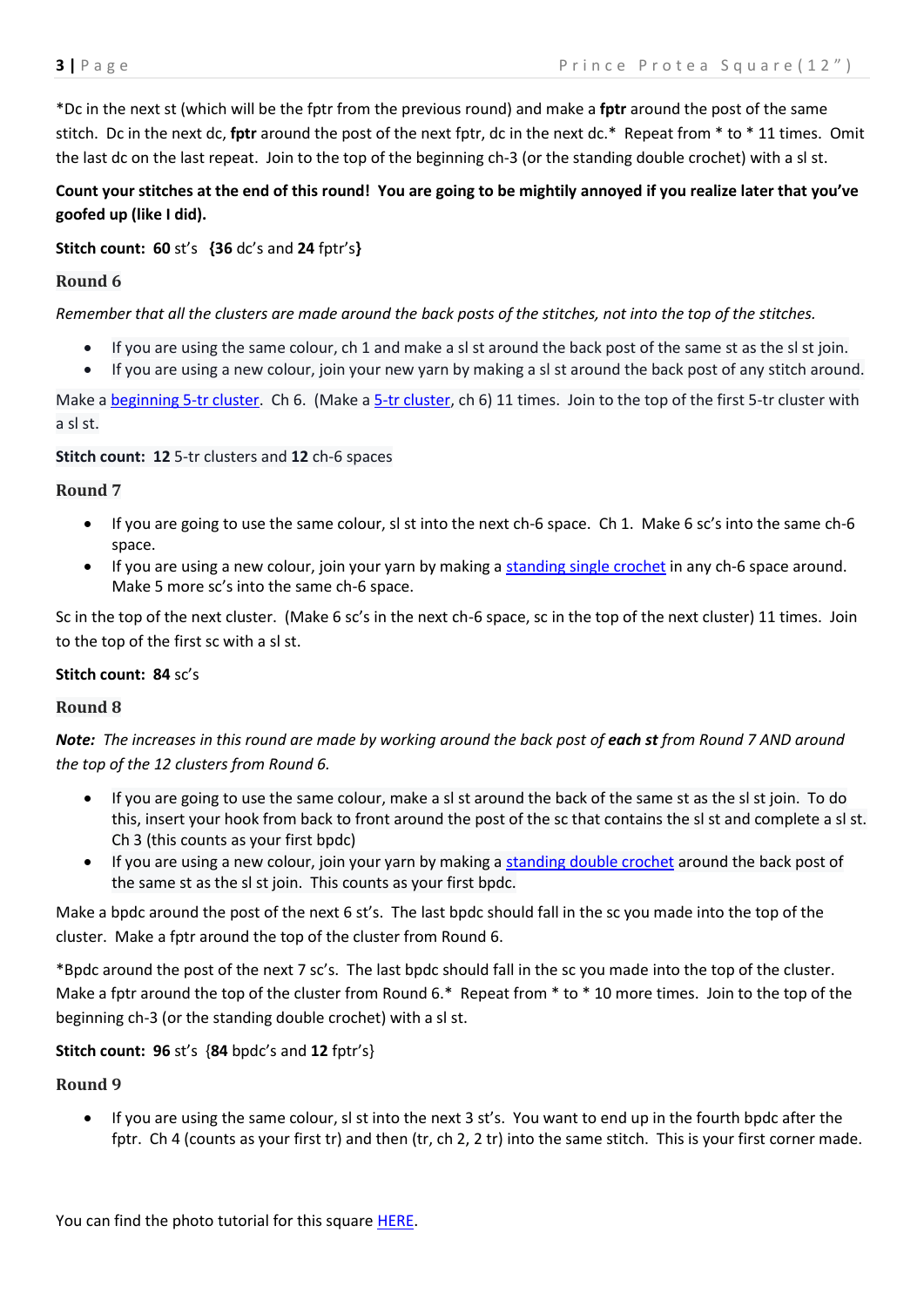*Dc in the next st (which will be the fptr from the previous round) and make a **fptr** around the post of the same stitch. Dc in the next dc, **fptr** around the post of the next fptr, dc in the next dc.* Repeat from * to * 11 times. Omit the last dc on the last repeat. Join to the top of the beginning ch-3 (or the standing double crochet) with a sl st.

**Count your stitches at the end of this round! You are going to be mightily annoyed if you realize later that you've goofed up (like I did).**

**Stitch count: 60** st's **{36** dc's and **24** fptr's**}**

### Round 6

*Remember that all the clusters are made around the back posts of the stitches, not into the top of the stitches.*

- If you are using the same colour, ch 1 and make a sl st around the back post of the same st as the sl st join.
- If you are using a new colour, join your new yarn by making a sl st around the back post of any stitch around.

Make a beginning 5-tr cluster. Ch 6. (Make a 5-tr cluster, ch 6) 11 times. Join to the top of the first 5-tr cluster with a sl st.

**Stitch count: 12** 5-tr clusters and **12** ch-6 spaces

### Round 7

- If you are going to use the same colour, sl st into the next ch-6 space. Ch 1. Make 6 sc's into the same ch-6 space.
- If you are using a new colour, join your yarn by making a standing single crochet in any ch-6 space around. Make 5 more sc's into the same ch-6 space.

Sc in the top of the next cluster. (Make 6 sc's in the next ch-6 space, sc in the top of the next cluster) 11 times. Join to the top of the first sc with a sl st.

**Stitch count: 84** sc's

### Round 8

***Note:** The increases in this round are made by working around the back post of **each st** from Round 7 AND around the top of the 12 clusters from Round 6.*

- If you are going to use the same colour, make a sl st around the back of the same st as the sl st join. To do this, insert your hook from back to front around the post of the sc that contains the sl st and complete a sl st. Ch 3 (this counts as your first bpdc)
- If you are using a new colour, join your yarn by making a standing double crochet around the back post of the same st as the sl st join. This counts as your first bpdc.

Make a bpdc around the post of the next 6 st's. The last bpdc should fall in the sc you made into the top of the cluster. Make a fptr around the top of the cluster from Round 6.

*Bpdc around the post of the next 7 sc's. The last bpdc should fall in the sc you made into the top of the cluster. Make a fptr around the top of the cluster from Round 6.* Repeat from * to * 10 more times. Join to the top of the beginning ch-3 (or the standing double crochet) with a sl st.

**Stitch count: 96** st's {**84** bpdc's and **12** fptr's}

### Round 9

- If you are using the same colour, sl st into the next 3 st's. You want to end up in the fourth bpdc after the fptr. Ch 4 (counts as your first tr) and then (tr, ch 2, 2 tr) into the same stitch. This is your first corner made.

You can find the photo tutorial for this square HERE.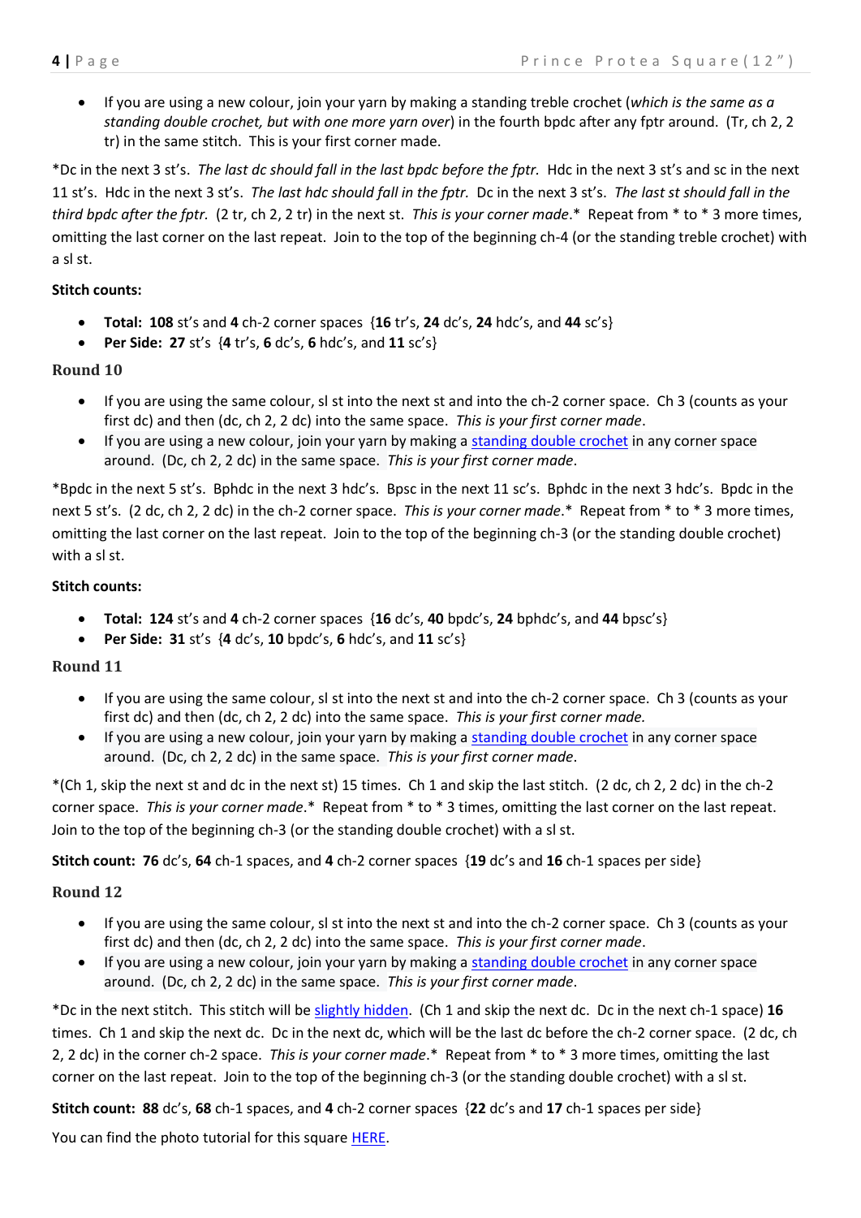- If you are using a new colour, join your yarn by making a standing treble crochet (*which is the same as a standing double crochet, but with one more yarn over*) in the fourth bpdc after any fptr around. (Tr, ch 2, 2 tr) in the same stitch. This is your first corner made.

*Dc in the next 3 st's. *The last dc should fall in the last bpdc before the fptr.* Hdc in the next 3 st's and sc in the next 11 st's. Hdc in the next 3 st's. *The last hdc should fall in the fptr.* Dc in the next 3 st's. *The last st should fall in the third bpdc after the fptr.* (2 tr, ch 2, 2 tr) in the next st. *This is your corner made*.* Repeat from * to * 3 more times, omitting the last corner on the last repeat. Join to the top of the beginning ch-4 (or the standing treble crochet) with a sl st.

**Stitch counts:**

- **Total: 108** st's and **4** ch-2 corner spaces {**16** tr's, **24** dc's, **24** hdc's, and **44** sc's}
- **Per Side: 27** st's {**4** tr's, **6** dc's, **6** hdc's, and **11** sc's}

### Round 10

- If you are using the same colour, sl st into the next st and into the ch-2 corner space. Ch 3 (counts as your first dc) and then (dc, ch 2, 2 dc) into the same space. *This is your first corner made*.
- If you are using a new colour, join your yarn by making a standing double crochet in any corner space around. (Dc, ch 2, 2 dc) in the same space. *This is your first corner made*.

*Bpdc in the next 5 st's. Bphdc in the next 3 hdc's. Bpsc in the next 11 sc's. Bphdc in the next 3 hdc's. Bpdc in the next 5 st's. (2 dc, ch 2, 2 dc) in the ch-2 corner space. *This is your corner made*.* Repeat from * to * 3 more times, omitting the last corner on the last repeat. Join to the top of the beginning ch-3 (or the standing double crochet) with a sl st.

**Stitch counts:**

- **Total: 124** st's and **4** ch-2 corner spaces {**16** dc's, **40** bpdc's, **24** bphdc's, and **44** bpsc's}
- **Per Side: 31** st's {**4** dc's, **10** bpdc's, **6** hdc's, and **11** sc's}

### Round 11

- If you are using the same colour, sl st into the next st and into the ch-2 corner space. Ch 3 (counts as your first dc) and then (dc, ch 2, 2 dc) into the same space. *This is your first corner made.*
- If you are using a new colour, join your yarn by making a standing double crochet in any corner space around. (Dc, ch 2, 2 dc) in the same space. *This is your first corner made*.

*(Ch 1, skip the next st and dc in the next st) 15 times. Ch 1 and skip the last stitch. (2 dc, ch 2, 2 dc) in the ch-2 corner space. *This is your corner made*.* Repeat from * to * 3 times, omitting the last corner on the last repeat. Join to the top of the beginning ch-3 (or the standing double crochet) with a sl st.

**Stitch count: 76** dc's, **64** ch-1 spaces, and **4** ch-2 corner spaces {**19** dc's and **16** ch-1 spaces per side}

### Round 12

- If you are using the same colour, sl st into the next st and into the ch-2 corner space. Ch 3 (counts as your first dc) and then (dc, ch 2, 2 dc) into the same space. *This is your first corner made*.
- If you are using a new colour, join your yarn by making a standing double crochet in any corner space around. (Dc, ch 2, 2 dc) in the same space. *This is your first corner made*.

*Dc in the next stitch. This stitch will be slightly hidden. (Ch 1 and skip the next dc. Dc in the next ch-1 space) **16** times. Ch 1 and skip the next dc. Dc in the next dc, which will be the last dc before the ch-2 corner space. (2 dc, ch 2, 2 dc) in the corner ch-2 space. *This is your corner made*.* Repeat from * to * 3 more times, omitting the last corner on the last repeat. Join to the top of the beginning ch-3 (or the standing double crochet) with a sl st.

**Stitch count: 88** dc's, **68** ch-1 spaces, and **4** ch-2 corner spaces {**22** dc's and **17** ch-1 spaces per side}

You can find the photo tutorial for this square HERE.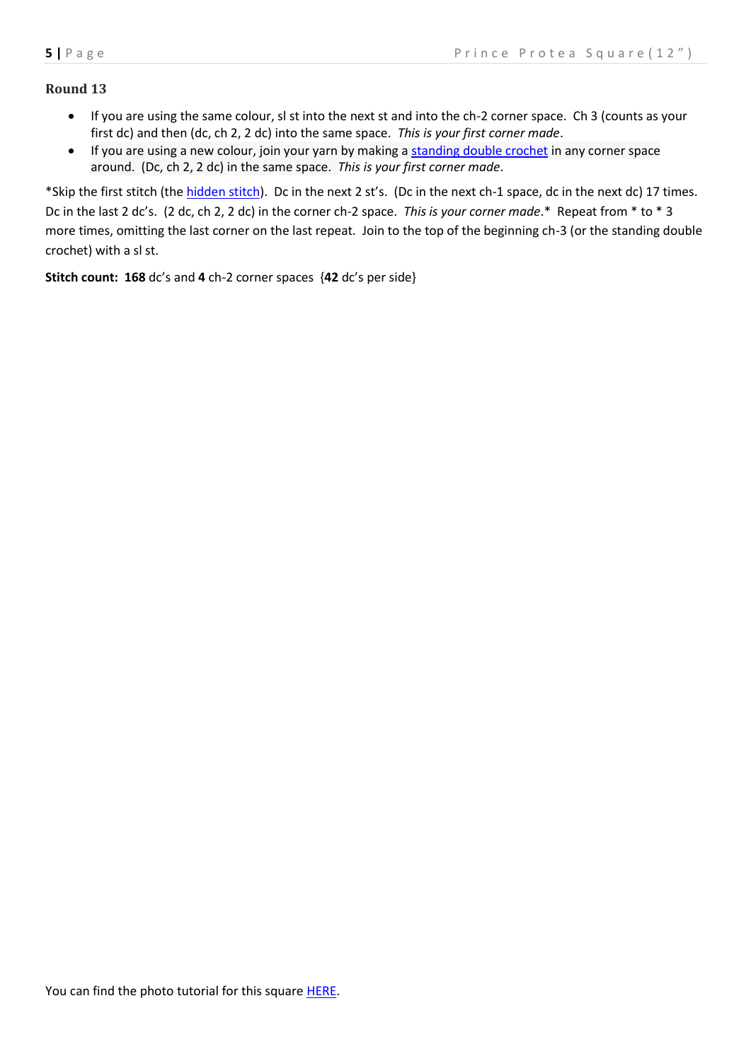### Round 13

- If you are using the same colour, sl st into the next st and into the ch-2 corner space. Ch 3 (counts as your first dc) and then (dc, ch 2, 2 dc) into the same space. *This is your first corner made*.
- If you are using a new colour, join your yarn by making a standing double crochet in any corner space around. (Dc, ch 2, 2 dc) in the same space. *This is your first corner made*.

*Skip the first stitch (the hidden stitch). Dc in the next 2 st's. (Dc in the next ch-1 space, dc in the next dc) 17 times. Dc in the last 2 dc's. (2 dc, ch 2, 2 dc) in the corner ch-2 space. *This is your corner made*.* Repeat from * to * 3 more times, omitting the last corner on the last repeat. Join to the top of the beginning ch-3 (or the standing double crochet) with a sl st.

**Stitch count: 168** dc's and **4** ch-2 corner spaces {**42** dc's per side}

You can find the photo tutorial for this square HERE.